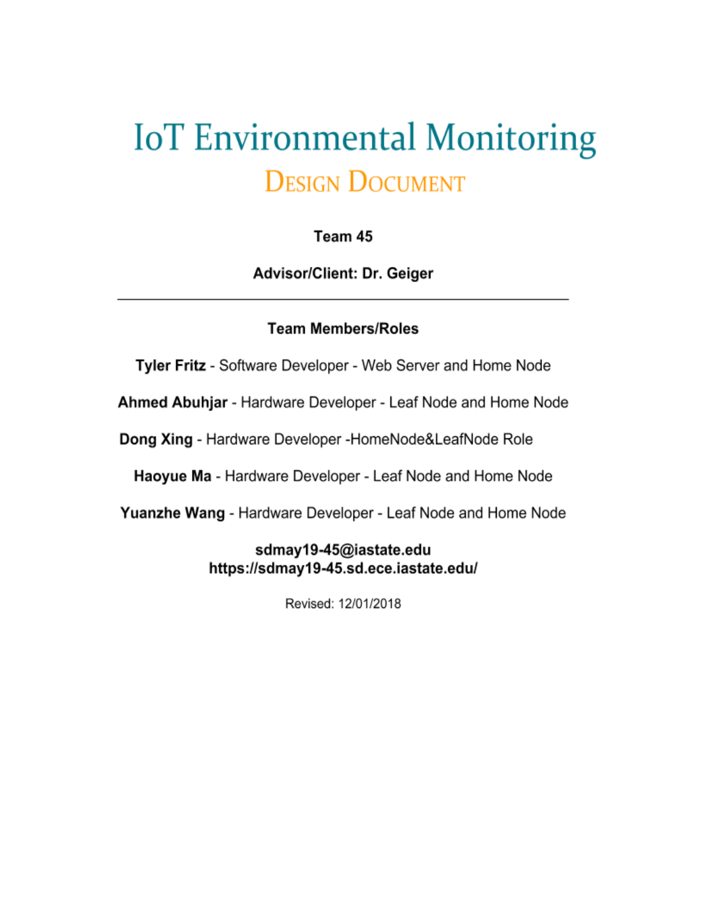# IoT Environmental Monitoring

## Design Document

**Team 45**

**Advisor/Client: Dr. Geiger**

---

**Team Members/Roles**

**Tyler Fritz** - Software Developer - Web Server and Home Node

**Ahmed Abuhjar** - Hardware Developer - Leaf Node and Home Node

**Dong Xing** - Hardware Developer -HomeNode&LeafNode Role

**Haoyue Ma** - Hardware Developer - Leaf Node and Home Node

**Yuanzhe Wang** - Hardware Developer - Leaf Node and Home Node

**sdmay19-45@iastate.edu**
**https://sdmay19-45.sd.ece.iastate.edu/**

Revised: 12/01/2018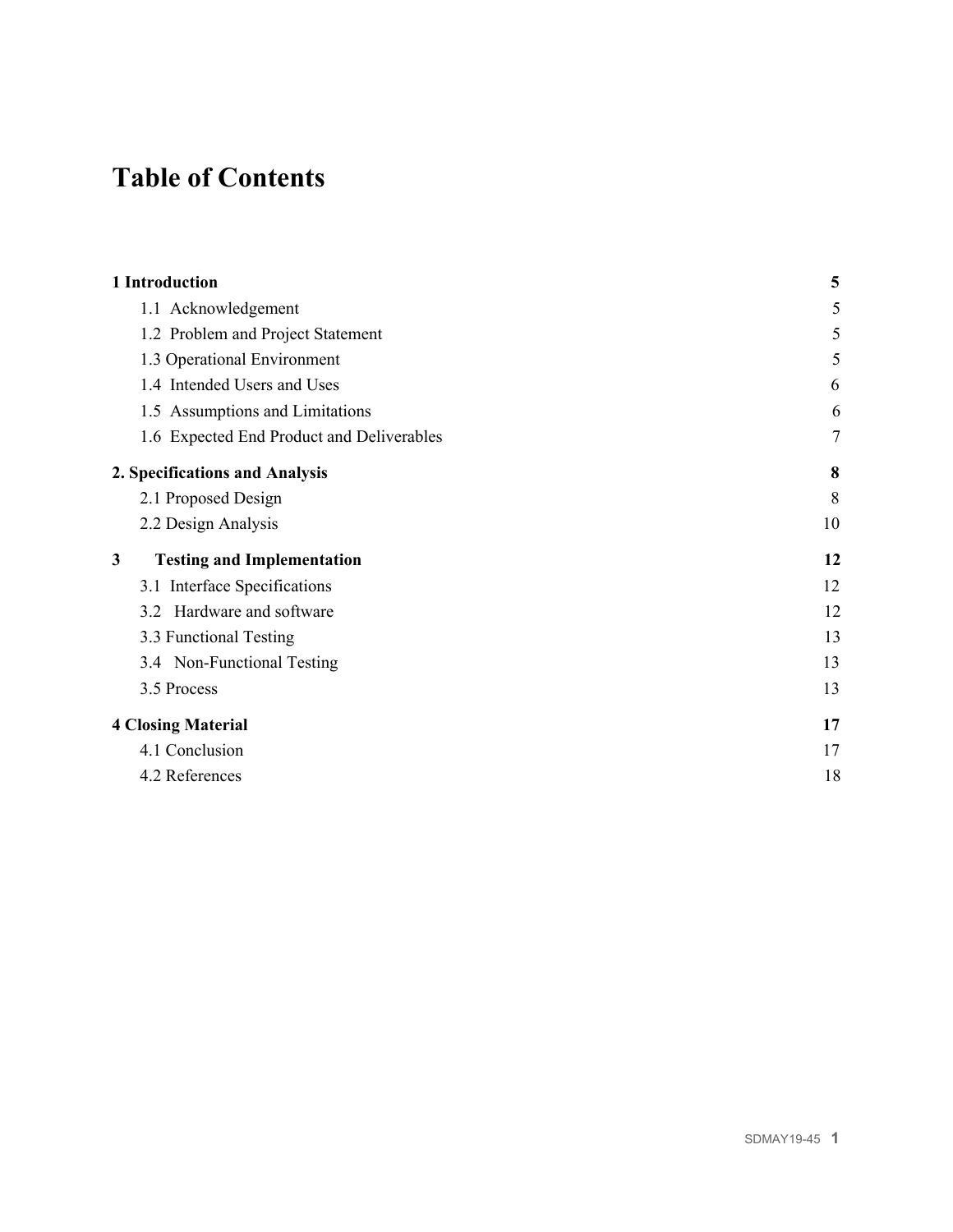# Table of Contents

| | |
|---|---|
| **1 Introduction** | **5** |
| 1.1 Acknowledgement | 5 |
| 1.2 Problem and Project Statement | 5 |
| 1.3 Operational Environment | 5 |
| 1.4 Intended Users and Uses | 6 |
| 1.5 Assumptions and Limitations | 6 |
| 1.6 Expected End Product and Deliverables | 7 |
| **2. Specifications and Analysis** | **8** |
| 2.1 Proposed Design | 8 |
| 2.2 Design Analysis | 10 |
| **3 Testing and Implementation** | **12** |
| 3.1 Interface Specifications | 12 |
| 3.2 Hardware and software | 12 |
| 3.3 Functional Testing | 13 |
| 3.4 Non-Functional Testing | 13 |
| 3.5 Process | 13 |
| **4 Closing Material** | **17** |
| 4.1 Conclusion | 17 |
| 4.2 References | 18 |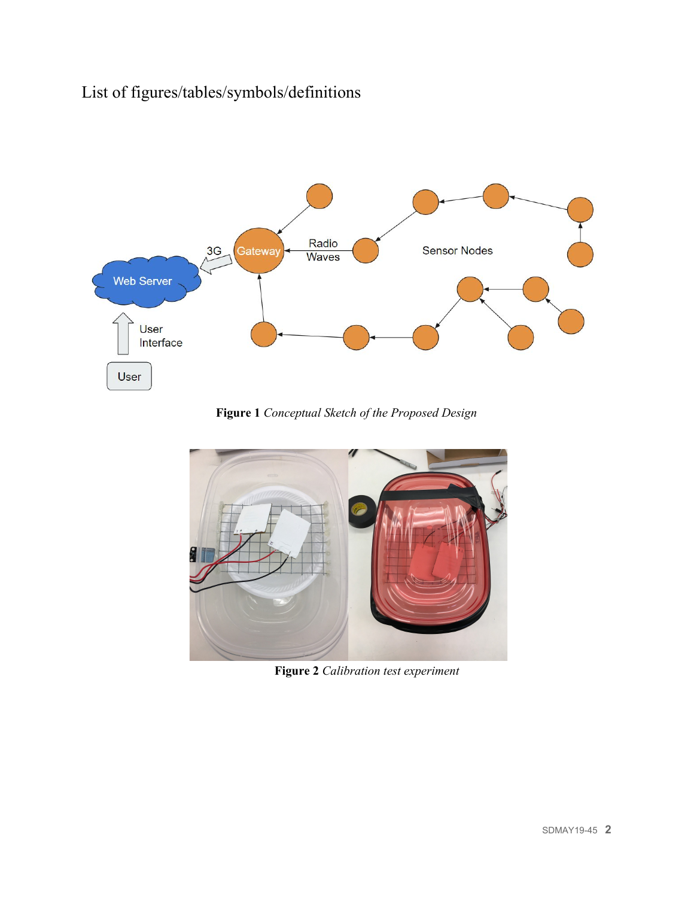# List of figures/tables/symbols/definitions

**Figure 1** *Conceptual Sketch of the Proposed Design*

**Figure 2** *Calibration test experiment*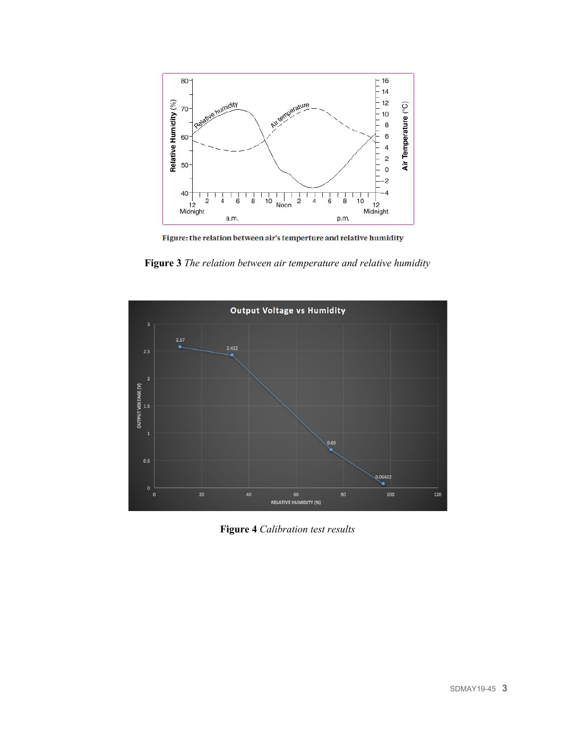Figure: the relation between air's temperture and relative humidity

**Figure 3** *The relation between air temperature and relative humidity*

**Figure 4** *Calibration test results*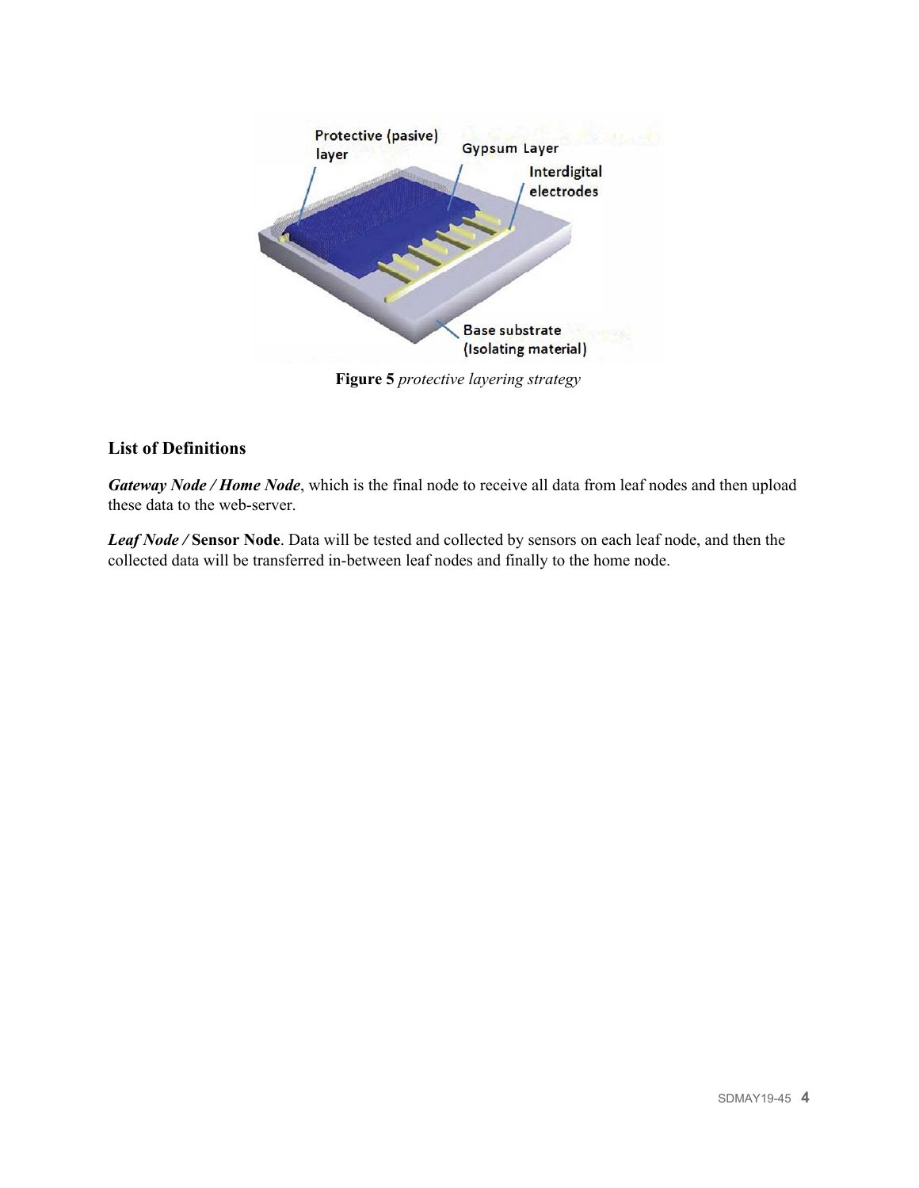**Figure 5** *protective layering strategy*

### List of Definitions

***Gateway Node / Home Node***, which is the final node to receive all data from leaf nodes and then upload these data to the web-server.

***Leaf Node /*** **Sensor Node**. Data will be tested and collected by sensors on each leaf node, and then the collected data will be transferred in-between leaf nodes and finally to the home node.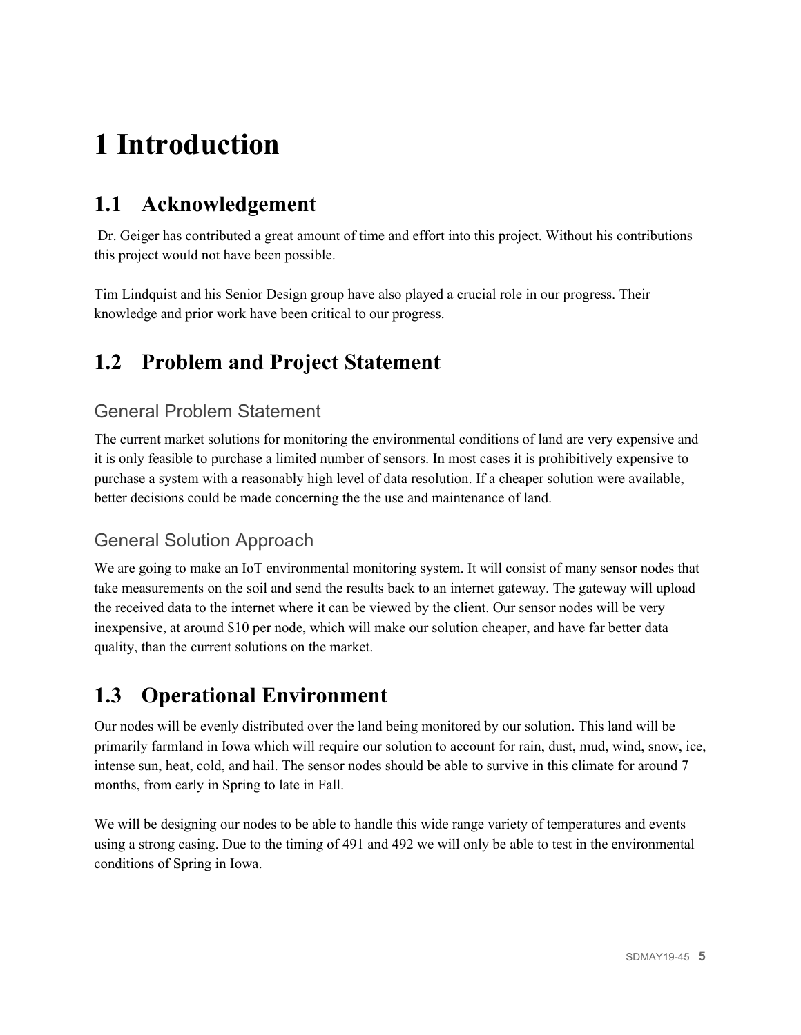# 1 Introduction

## 1.1 Acknowledgement

Dr. Geiger has contributed a great amount of time and effort into this project. Without his contributions this project would not have been possible.

Tim Lindquist and his Senior Design group have also played a crucial role in our progress. Their knowledge and prior work have been critical to our progress.

## 1.2 Problem and Project Statement

### General Problem Statement

The current market solutions for monitoring the environmental conditions of land are very expensive and it is only feasible to purchase a limited number of sensors. In most cases it is prohibitively expensive to purchase a system with a reasonably high level of data resolution. If a cheaper solution were available, better decisions could be made concerning the the use and maintenance of land.

### General Solution Approach

We are going to make an IoT environmental monitoring system. It will consist of many sensor nodes that take measurements on the soil and send the results back to an internet gateway. The gateway will upload the received data to the internet where it can be viewed by the client. Our sensor nodes will be very inexpensive, at around $10 per node, which will make our solution cheaper, and have far better data quality, than the current solutions on the market.

## 1.3 Operational Environment

Our nodes will be evenly distributed over the land being monitored by our solution. This land will be primarily farmland in Iowa which will require our solution to account for rain, dust, mud, wind, snow, ice, intense sun, heat, cold, and hail. The sensor nodes should be able to survive in this climate for around 7 months, from early in Spring to late in Fall.

We will be designing our nodes to be able to handle this wide range variety of temperatures and events using a strong casing. Due to the timing of 491 and 492 we will only be able to test in the environmental conditions of Spring in Iowa.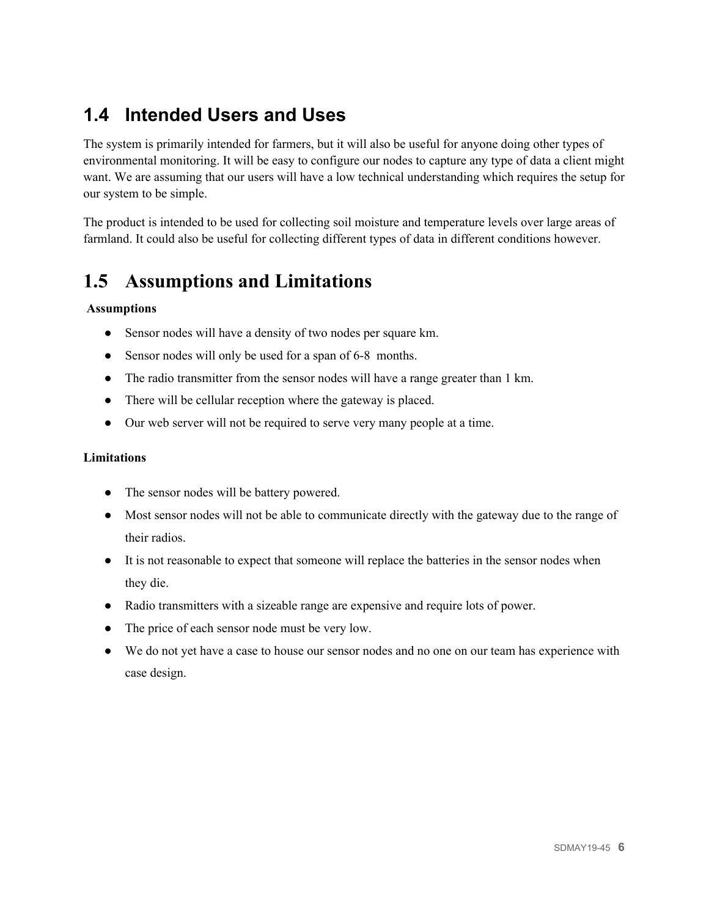## 1.4 Intended Users and Uses

The system is primarily intended for farmers, but it will also be useful for anyone doing other types of environmental monitoring. It will be easy to configure our nodes to capture any type of data a client might want. We are assuming that our users will have a low technical understanding which requires the setup for our system to be simple.

The product is intended to be used for collecting soil moisture and temperature levels over large areas of farmland. It could also be useful for collecting different types of data in different conditions however.

## 1.5 Assumptions and Limitations

**Assumptions**

- Sensor nodes will have a density of two nodes per square km.
- Sensor nodes will only be used for a span of 6-8 months.
- The radio transmitter from the sensor nodes will have a range greater than 1 km.
- There will be cellular reception where the gateway is placed.
- Our web server will not be required to serve very many people at a time.

**Limitations**

- The sensor nodes will be battery powered.
- Most sensor nodes will not be able to communicate directly with the gateway due to the range of their radios.
- It is not reasonable to expect that someone will replace the batteries in the sensor nodes when they die.
- Radio transmitters with a sizeable range are expensive and require lots of power.
- The price of each sensor node must be very low.
- We do not yet have a case to house our sensor nodes and no one on our team has experience with case design.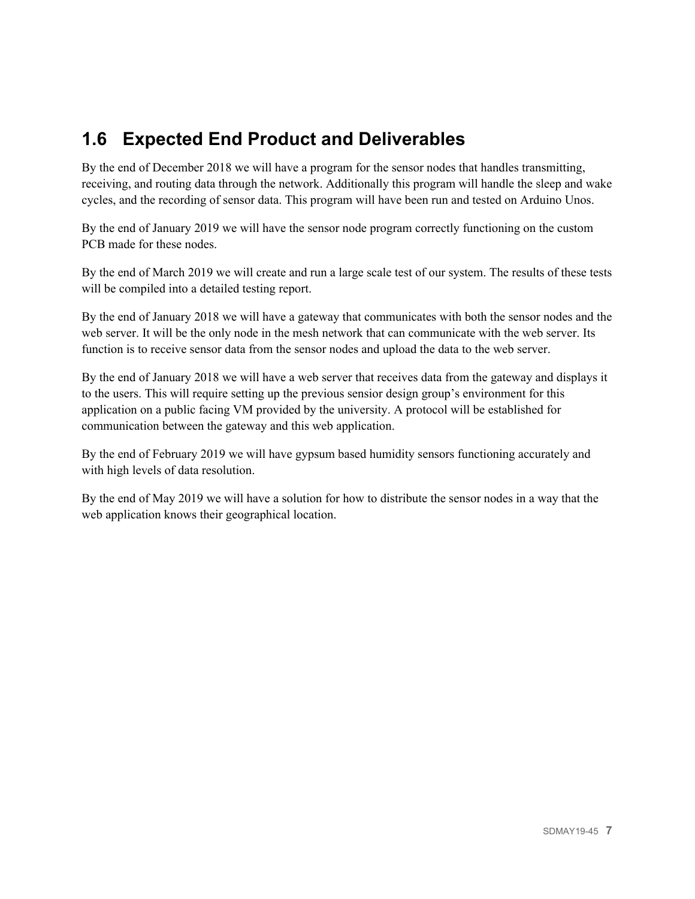## 1.6 Expected End Product and Deliverables

By the end of December 2018 we will have a program for the sensor nodes that handles transmitting, receiving, and routing data through the network. Additionally this program will handle the sleep and wake cycles, and the recording of sensor data. This program will have been run and tested on Arduino Unos.

By the end of January 2019 we will have the sensor node program correctly functioning on the custom PCB made for these nodes.

By the end of March 2019 we will create and run a large scale test of our system. The results of these tests will be compiled into a detailed testing report.

By the end of January 2018 we will have a gateway that communicates with both the sensor nodes and the web server. It will be the only node in the mesh network that can communicate with the web server. Its function is to receive sensor data from the sensor nodes and upload the data to the web server.

By the end of January 2018 we will have a web server that receives data from the gateway and displays it to the users. This will require setting up the previous sensior design group's environment for this application on a public facing VM provided by the university. A protocol will be established for communication between the gateway and this web application.

By the end of February 2019 we will have gypsum based humidity sensors functioning accurately and with high levels of data resolution.

By the end of May 2019 we will have a solution for how to distribute the sensor nodes in a way that the web application knows their geographical location.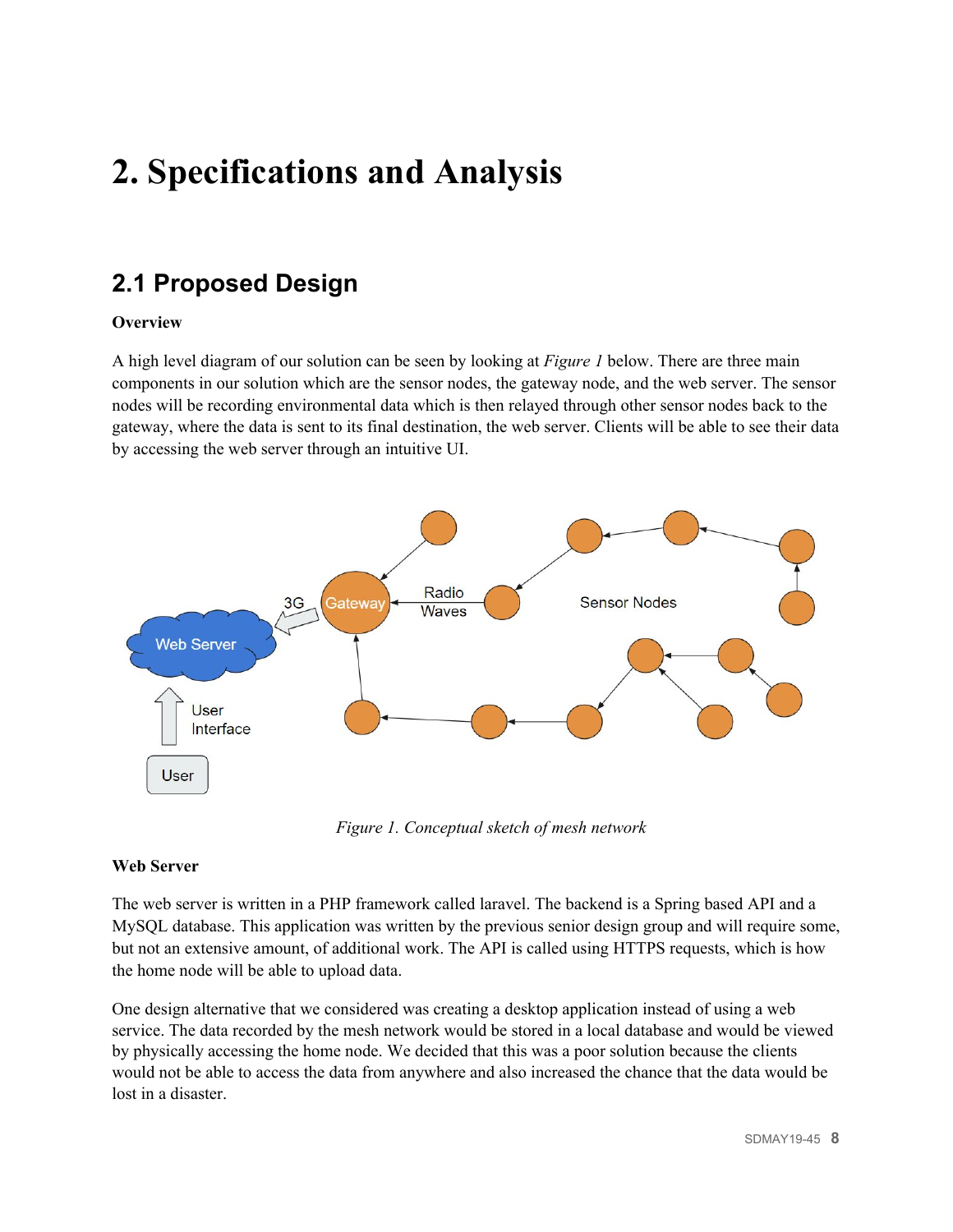# 2. Specifications and Analysis

## 2.1 Proposed Design

**Overview**

A high level diagram of our solution can be seen by looking at *Figure 1* below. There are three main components in our solution which are the sensor nodes, the gateway node, and the web server. The sensor nodes will be recording environmental data which is then relayed through other sensor nodes back to the gateway, where the data is sent to its final destination, the web server. Clients will be able to see their data by accessing the web server through an intuitive UI.

*Figure 1. Conceptual sketch of mesh network*

**Web Server**

The web server is written in a PHP framework called laravel. The backend is a Spring based API and a MySQL database. This application was written by the previous senior design group and will require some, but not an extensive amount, of additional work. The API is called using HTTPS requests, which is how the home node will be able to upload data.

One design alternative that we considered was creating a desktop application instead of using a web service. The data recorded by the mesh network would be stored in a local database and would be viewed by physically accessing the home node. We decided that this was a poor solution because the clients would not be able to access the data from anywhere and also increased the chance that the data would be lost in a disaster.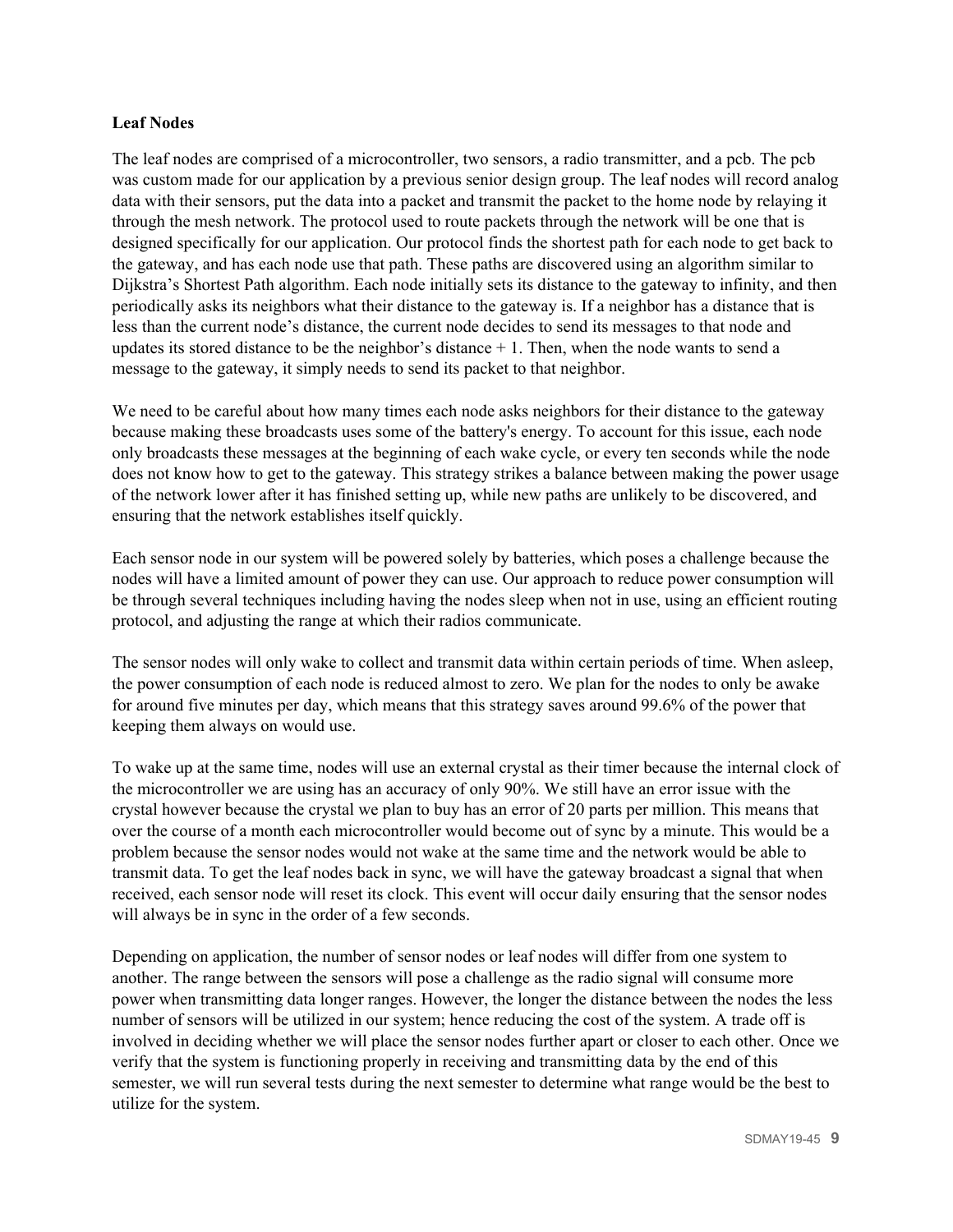**Leaf Nodes**

The leaf nodes are comprised of a microcontroller, two sensors, a radio transmitter, and a pcb. The pcb was custom made for our application by a previous senior design group. The leaf nodes will record analog data with their sensors, put the data into a packet and transmit the packet to the home node by relaying it through the mesh network. The protocol used to route packets through the network will be one that is designed specifically for our application. Our protocol finds the shortest path for each node to get back to the gateway, and has each node use that path. These paths are discovered using an algorithm similar to Dijkstra's Shortest Path algorithm. Each node initially sets its distance to the gateway to infinity, and then periodically asks its neighbors what their distance to the gateway is. If a neighbor has a distance that is less than the current node's distance, the current node decides to send its messages to that node and updates its stored distance to be the neighbor's distance + 1. Then, when the node wants to send a message to the gateway, it simply needs to send its packet to that neighbor.

We need to be careful about how many times each node asks neighbors for their distance to the gateway because making these broadcasts uses some of the battery's energy. To account for this issue, each node only broadcasts these messages at the beginning of each wake cycle, or every ten seconds while the node does not know how to get to the gateway. This strategy strikes a balance between making the power usage of the network lower after it has finished setting up, while new paths are unlikely to be discovered, and ensuring that the network establishes itself quickly.

Each sensor node in our system will be powered solely by batteries, which poses a challenge because the nodes will have a limited amount of power they can use. Our approach to reduce power consumption will be through several techniques including having the nodes sleep when not in use, using an efficient routing protocol, and adjusting the range at which their radios communicate.

The sensor nodes will only wake to collect and transmit data within certain periods of time. When asleep, the power consumption of each node is reduced almost to zero. We plan for the nodes to only be awake for around five minutes per day, which means that this strategy saves around 99.6% of the power that keeping them always on would use.

To wake up at the same time, nodes will use an external crystal as their timer because the internal clock of the microcontroller we are using has an accuracy of only 90%. We still have an error issue with the crystal however because the crystal we plan to buy has an error of 20 parts per million. This means that over the course of a month each microcontroller would become out of sync by a minute. This would be a problem because the sensor nodes would not wake at the same time and the network would be able to transmit data. To get the leaf nodes back in sync, we will have the gateway broadcast a signal that when received, each sensor node will reset its clock. This event will occur daily ensuring that the sensor nodes will always be in sync in the order of a few seconds.

Depending on application, the number of sensor nodes or leaf nodes will differ from one system to another. The range between the sensors will pose a challenge as the radio signal will consume more power when transmitting data longer ranges. However, the longer the distance between the nodes the less number of sensors will be utilized in our system; hence reducing the cost of the system. A trade off is involved in deciding whether we will place the sensor nodes further apart or closer to each other. Once we verify that the system is functioning properly in receiving and transmitting data by the end of this semester, we will run several tests during the next semester to determine what range would be the best to utilize for the system.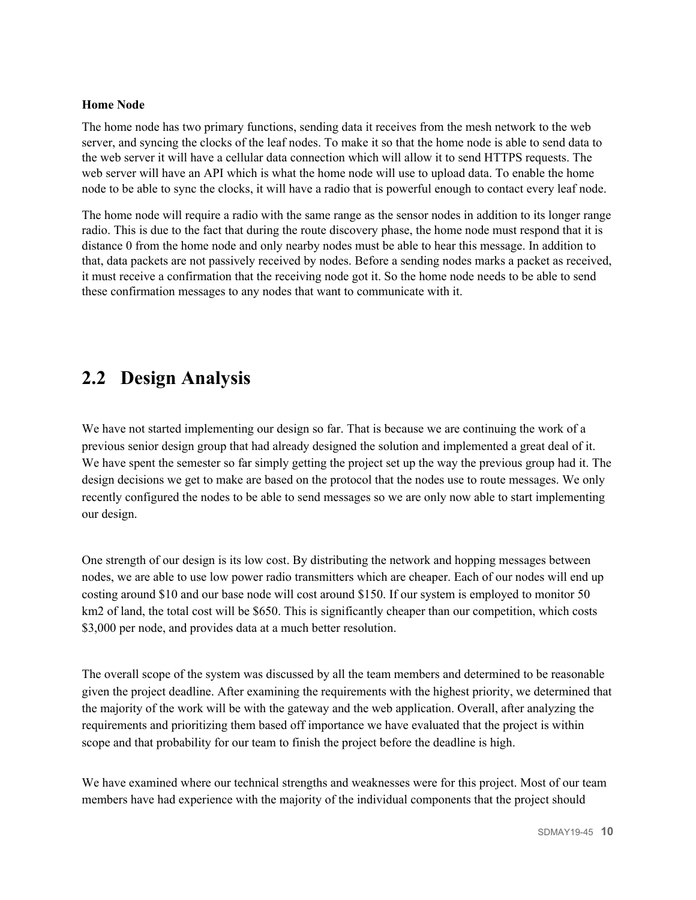**Home Node**

The home node has two primary functions, sending data it receives from the mesh network to the web server, and syncing the clocks of the leaf nodes. To make it so that the home node is able to send data to the web server it will have a cellular data connection which will allow it to send HTTPS requests. The web server will have an API which is what the home node will use to upload data. To enable the home node to be able to sync the clocks, it will have a radio that is powerful enough to contact every leaf node.

The home node will require a radio with the same range as the sensor nodes in addition to its longer range radio. This is due to the fact that during the route discovery phase, the home node must respond that it is distance 0 from the home node and only nearby nodes must be able to hear this message. In addition to that, data packets are not passively received by nodes. Before a sending nodes marks a packet as received, it must receive a confirmation that the receiving node got it. So the home node needs to be able to send these confirmation messages to any nodes that want to communicate with it.

## 2.2 Design Analysis

We have not started implementing our design so far. That is because we are continuing the work of a previous senior design group that had already designed the solution and implemented a great deal of it. We have spent the semester so far simply getting the project set up the way the previous group had it. The design decisions we get to make are based on the protocol that the nodes use to route messages. We only recently configured the nodes to be able to send messages so we are only now able to start implementing our design.

One strength of our design is its low cost. By distributing the network and hopping messages between nodes, we are able to use low power radio transmitters which are cheaper. Each of our nodes will end up costing around $10 and our base node will cost around $150. If our system is employed to monitor 50 km2 of land, the total cost will be $650. This is significantly cheaper than our competition, which costs $3,000 per node, and provides data at a much better resolution.

The overall scope of the system was discussed by all the team members and determined to be reasonable given the project deadline. After examining the requirements with the highest priority, we determined that the majority of the work will be with the gateway and the web application. Overall, after analyzing the requirements and prioritizing them based off importance we have evaluated that the project is within scope and that probability for our team to finish the project before the deadline is high.

We have examined where our technical strengths and weaknesses were for this project. Most of our team members have had experience with the majority of the individual components that the project should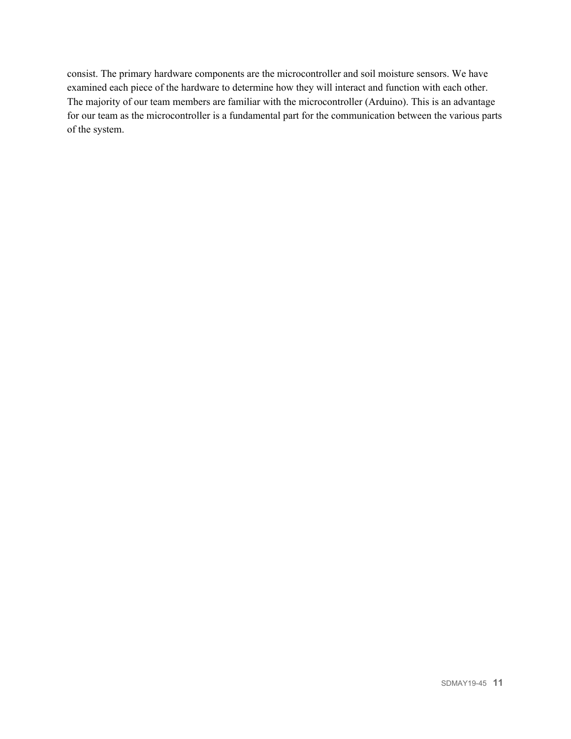consist. The primary hardware components are the microcontroller and soil moisture sensors. We have examined each piece of the hardware to determine how they will interact and function with each other. The majority of our team members are familiar with the microcontroller (Arduino). This is an advantage for our team as the microcontroller is a fundamental part for the communication between the various parts of the system.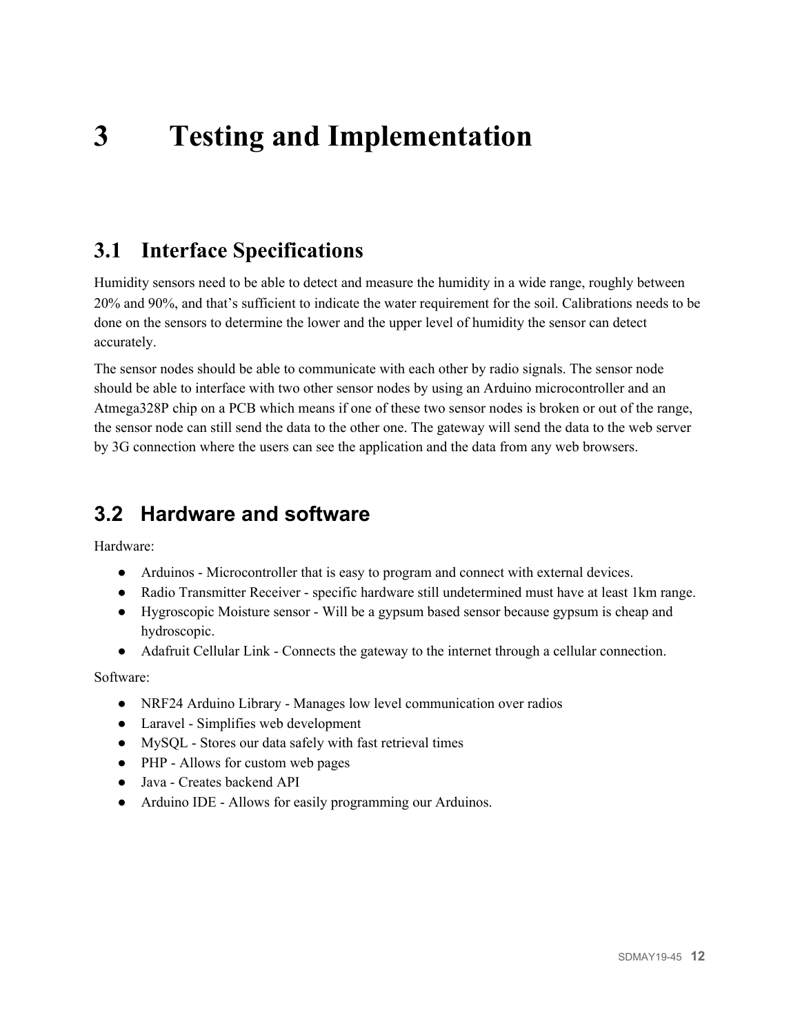# 3 Testing and Implementation

## 3.1 Interface Specifications

Humidity sensors need to be able to detect and measure the humidity in a wide range, roughly between 20% and 90%, and that's sufficient to indicate the water requirement for the soil. Calibrations needs to be done on the sensors to determine the lower and the upper level of humidity the sensor can detect accurately.

The sensor nodes should be able to communicate with each other by radio signals. The sensor node should be able to interface with two other sensor nodes by using an Arduino microcontroller and an Atmega328P chip on a PCB which means if one of these two sensor nodes is broken or out of the range, the sensor node can still send the data to the other one. The gateway will send the data to the web server by 3G connection where the users can see the application and the data from any web browsers.

## 3.2 Hardware and software

Hardware:

- Arduinos - Microcontroller that is easy to program and connect with external devices.
- Radio Transmitter Receiver - specific hardware still undetermined must have at least 1km range.
- Hygroscopic Moisture sensor - Will be a gypsum based sensor because gypsum is cheap and hydroscopic.
- Adafruit Cellular Link - Connects the gateway to the internet through a cellular connection.

Software:

- NRF24 Arduino Library - Manages low level communication over radios
- Laravel - Simplifies web development
- MySQL - Stores our data safely with fast retrieval times
- PHP - Allows for custom web pages
- Java - Creates backend API
- Arduino IDE - Allows for easily programming our Arduinos.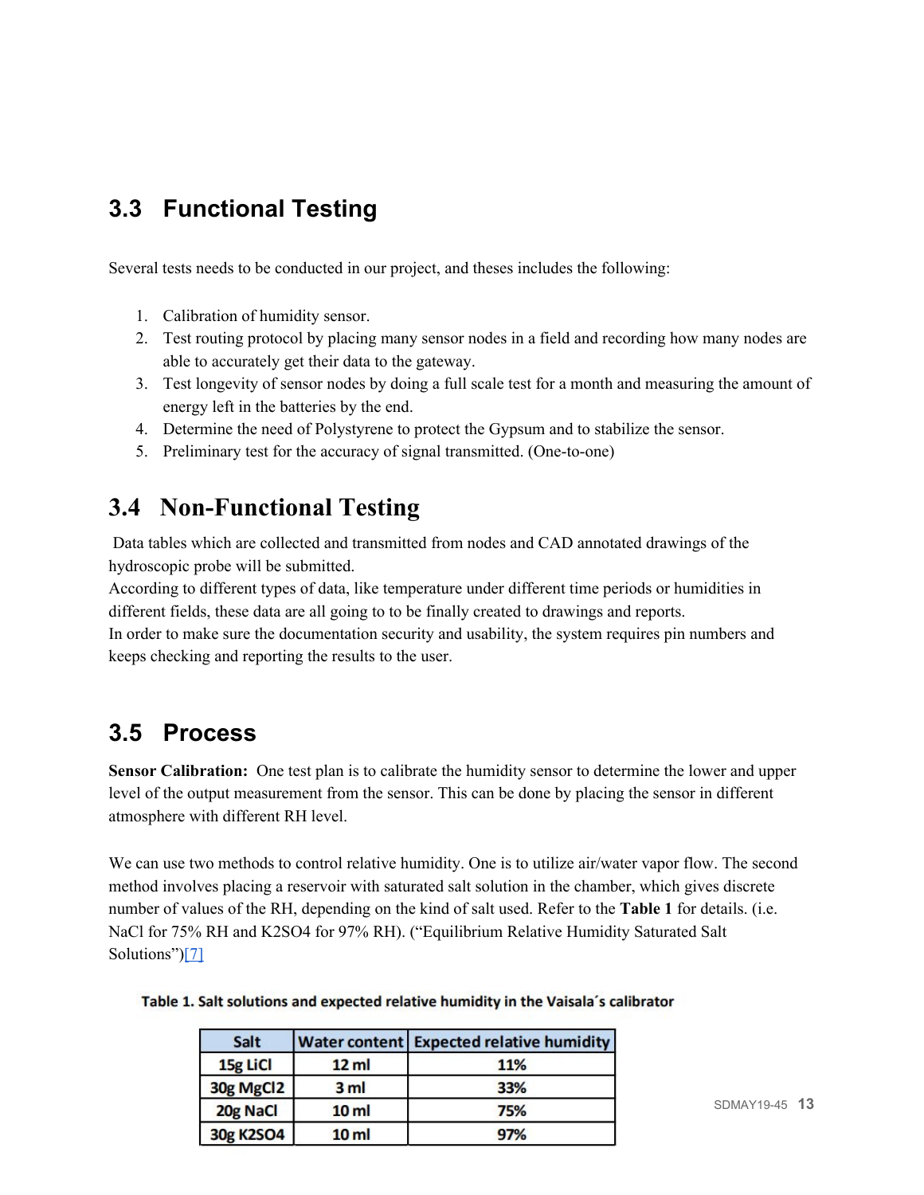## 3.3 Functional Testing

Several tests needs to be conducted in our project, and theses includes the following:

1. Calibration of humidity sensor.
2. Test routing protocol by placing many sensor nodes in a field and recording how many nodes are able to accurately get their data to the gateway.
3. Test longevity of sensor nodes by doing a full scale test for a month and measuring the amount of energy left in the batteries by the end.
4. Determine the need of Polystyrene to protect the Gypsum and to stabilize the sensor.
5. Preliminary test for the accuracy of signal transmitted. (One-to-one)

## 3.4 Non-Functional Testing

Data tables which are collected and transmitted from nodes and CAD annotated drawings of the hydroscopic probe will be submitted.
According to different types of data, like temperature under different time periods or humidities in different fields, these data are all going to to be finally created to drawings and reports.
In order to make sure the documentation security and usability, the system requires pin numbers and keeps checking and reporting the results to the user.

## 3.5 Process

**Sensor Calibration:** One test plan is to calibrate the humidity sensor to determine the lower and upper level of the output measurement from the sensor. This can be done by placing the sensor in different atmosphere with different RH level.

We can use two methods to control relative humidity. One is to utilize air/water vapor flow. The second method involves placing a reservoir with saturated salt solution in the chamber, which gives discrete number of values of the RH, depending on the kind of salt used. Refer to the **Table 1** for details. (i.e. NaCl for 75% RH and $K_2SO_4$ for 97% RH). ("Equilibrium Relative Humidity Saturated Salt Solutions")[7]

**Table 1. Salt solutions and expected relative humidity in the Vaisala´s calibrator**

| Salt | Water content | Expected relative humidity |
|---|---|---|
| 15g LiCl | 12 ml | 11% |
| 30g $MgCl_2$ | 3 ml | 33% |
| 20g NaCl | 10 ml | 75% |
| 30g $K_2SO_4$ | 10 ml | 97% |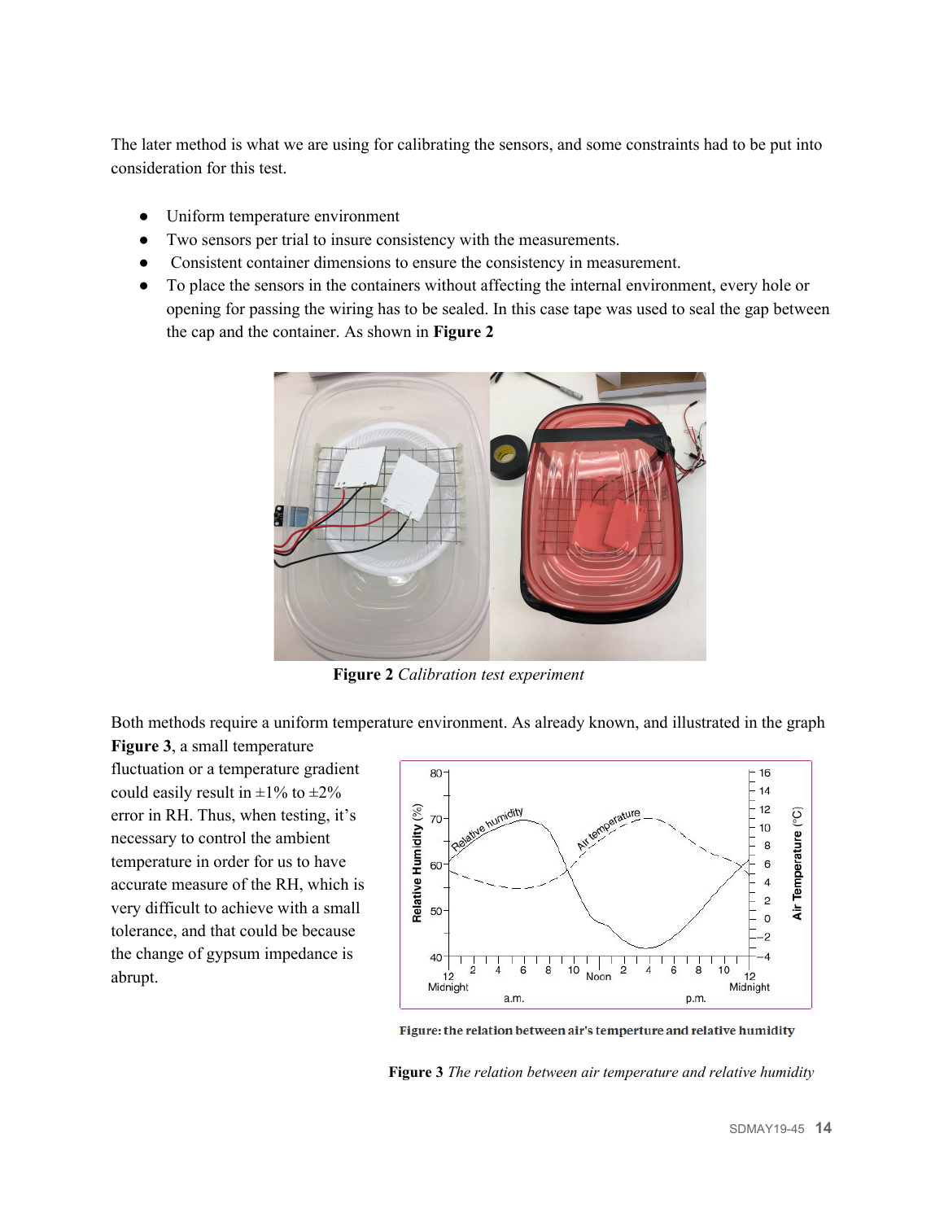The later method is what we are using for calibrating the sensors, and some constraints had to be put into consideration for this test.

- Uniform temperature environment
- Two sensors per trial to insure consistency with the measurements.
- Consistent container dimensions to ensure the consistency in measurement.
- To place the sensors in the containers without affecting the internal environment, every hole or opening for passing the wiring has to be sealed. In this case tape was used to seal the gap between the cap and the container. As shown in **Figure 2**

**Figure 2** *Calibration test experiment*

Both methods require a uniform temperature environment. As already known, and illustrated in the graph **Figure 3**, a small temperature fluctuation or a temperature gradient could easily result in ±1% to ±2% error in RH. Thus, when testing, it's necessary to control the ambient temperature in order for us to have accurate measure of the RH, which is very difficult to achieve with a small tolerance, and that could be because the change of gypsum impedance is abrupt.

Figure: the relation between air's temperture and relative humidity

**Figure 3** *The relation between air temperature and relative humidity*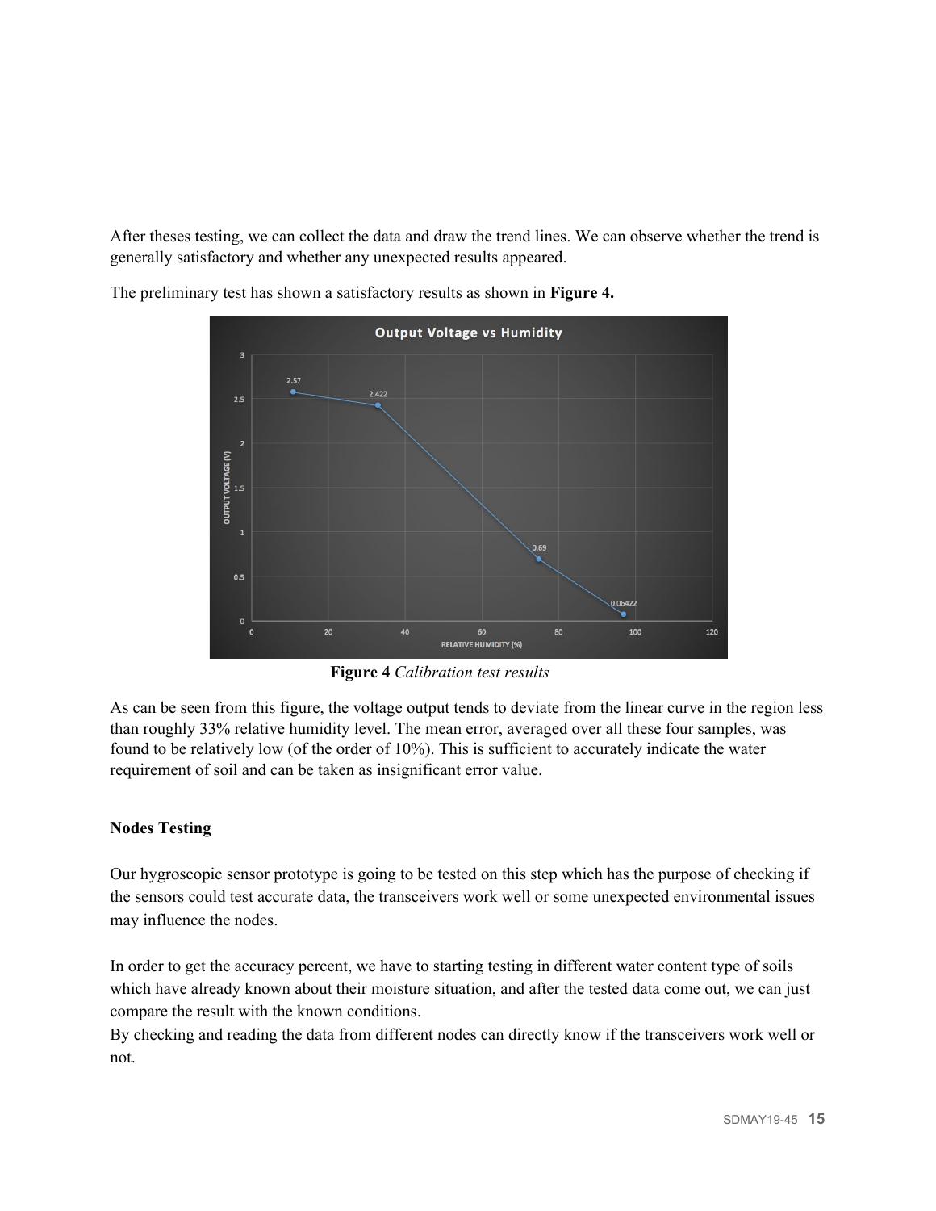After theses testing, we can collect the data and draw the trend lines. We can observe whether the trend is generally satisfactory and whether any unexpected results appeared.

The preliminary test has shown a satisfactory results as shown in **Figure 4.**

**Figure 4** *Calibration test results*

As can be seen from this figure, the voltage output tends to deviate from the linear curve in the region less than roughly 33% relative humidity level. The mean error, averaged over all these four samples, was found to be relatively low (of the order of 10%). This is sufficient to accurately indicate the water requirement of soil and can be taken as insignificant error value.

**Nodes Testing**

Our hygroscopic sensor prototype is going to be tested on this step which has the purpose of checking if the sensors could test accurate data, the transceivers work well or some unexpected environmental issues may influence the nodes.

In order to get the accuracy percent, we have to starting testing in different water content type of soils which have already known about their moisture situation, and after the tested data come out, we can just compare the result with the known conditions.
By checking and reading the data from different nodes can directly know if the transceivers work well or not.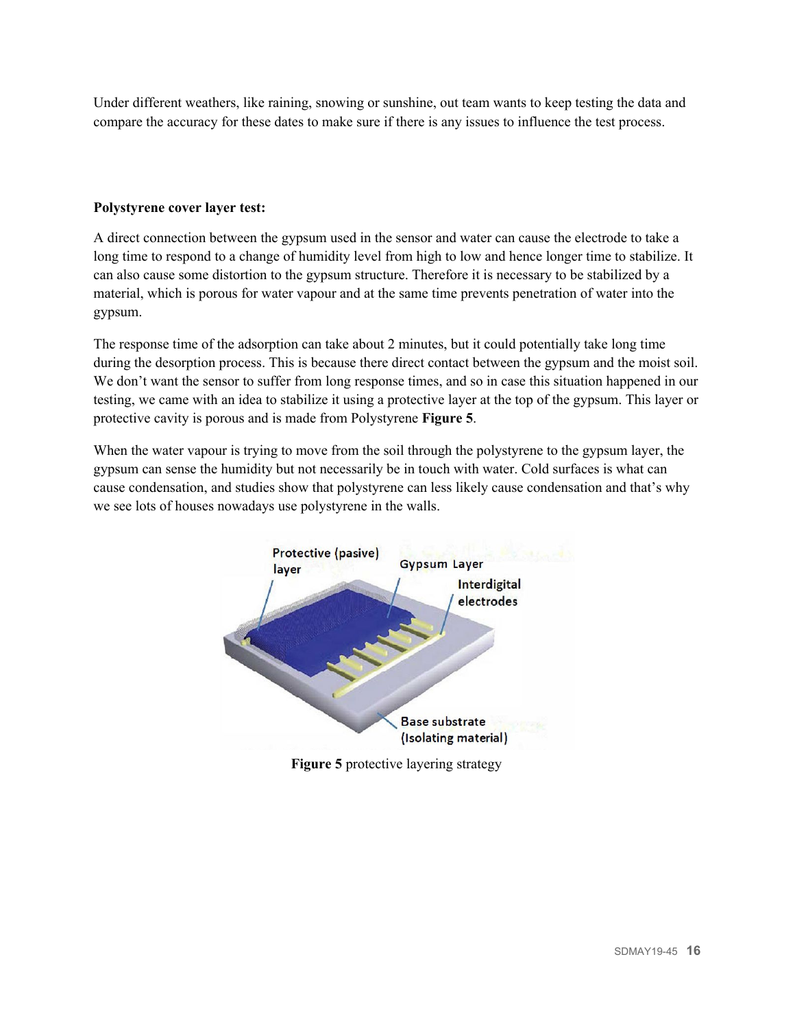Under different weathers, like raining, snowing or sunshine, out team wants to keep testing the data and compare the accuracy for these dates to make sure if there is any issues to influence the test process.

**Polystyrene cover layer test:**

A direct connection between the gypsum used in the sensor and water can cause the electrode to take a long time to respond to a change of humidity level from high to low and hence longer time to stabilize. It can also cause some distortion to the gypsum structure. Therefore it is necessary to be stabilized by a material, which is porous for water vapour and at the same time prevents penetration of water into the gypsum.

The response time of the adsorption can take about 2 minutes, but it could potentially take long time during the desorption process. This is because there direct contact between the gypsum and the moist soil. We don't want the sensor to suffer from long response times, and so in case this situation happened in our testing, we came with an idea to stabilize it using a protective layer at the top of the gypsum. This layer or protective cavity is porous and is made from Polystyrene **Figure 5**.

When the water vapour is trying to move from the soil through the polystyrene to the gypsum layer, the gypsum can sense the humidity but not necessarily be in touch with water. Cold surfaces is what can cause condensation, and studies show that polystyrene can less likely cause condensation and that's why we see lots of houses nowadays use polystyrene in the walls.

**Figure 5** protective layering strategy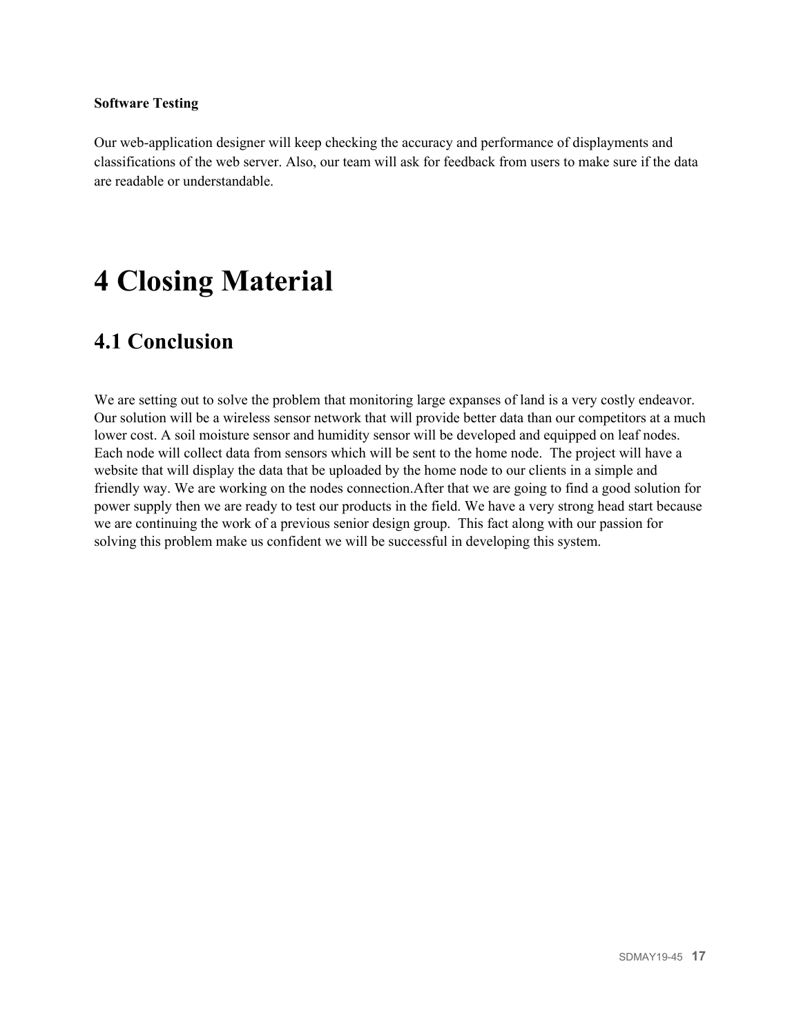**Software Testing**

Our web-application designer will keep checking the accuracy and performance of displayments and classifications of the web server. Also, our team will ask for feedback from users to make sure if the data are readable or understandable.

# 4 Closing Material

## 4.1 Conclusion

We are setting out to solve the problem that monitoring large expanses of land is a very costly endeavor. Our solution will be a wireless sensor network that will provide better data than our competitors at a much lower cost. A soil moisture sensor and humidity sensor will be developed and equipped on leaf nodes. Each node will collect data from sensors which will be sent to the home node. The project will have a website that will display the data that be uploaded by the home node to our clients in a simple and friendly way. We are working on the nodes connection.After that we are going to find a good solution for power supply then we are ready to test our products in the field. We have a very strong head start because we are continuing the work of a previous senior design group. This fact along with our passion for solving this problem make us confident we will be successful in developing this system.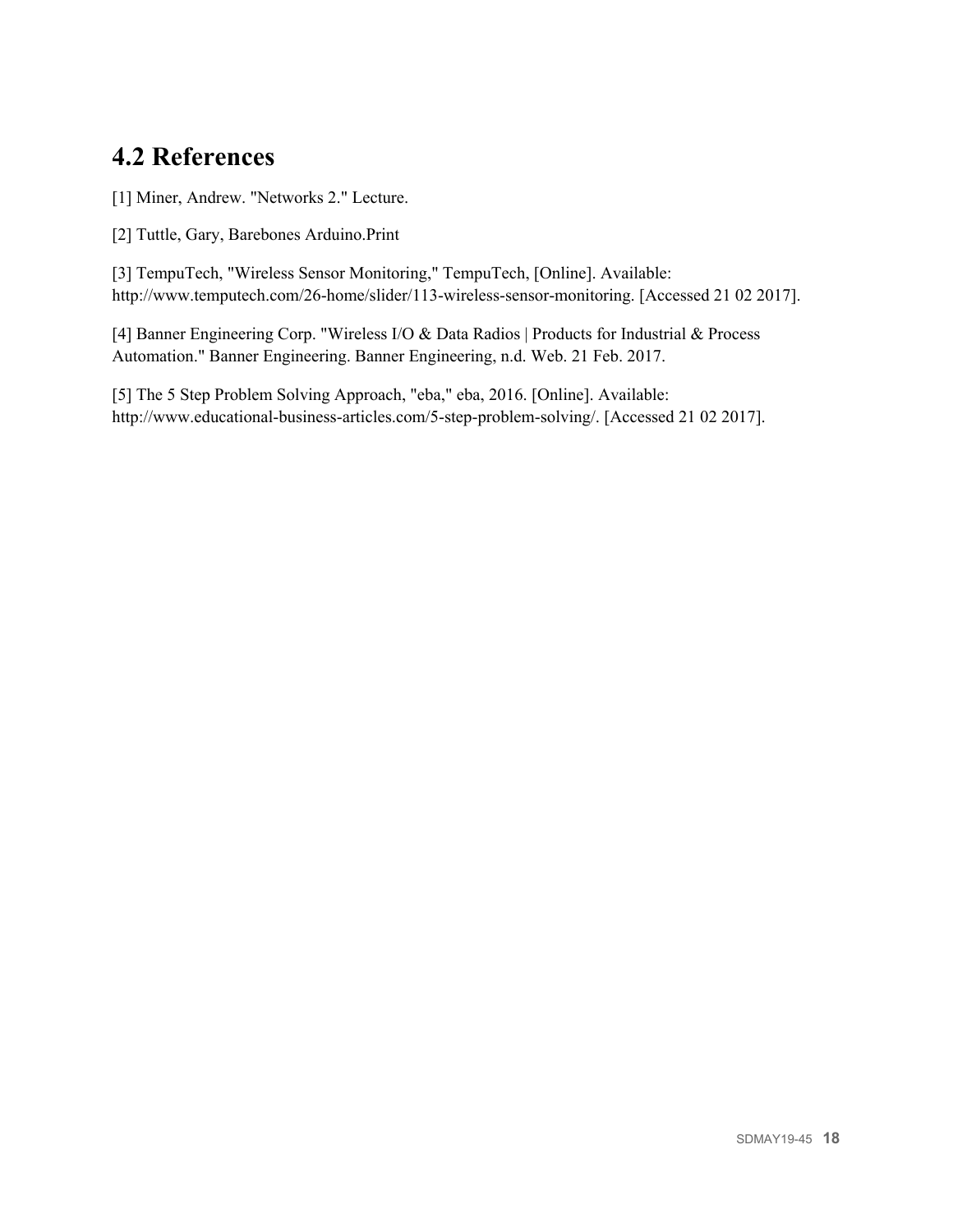## 4.2 References

[1] Miner, Andrew. "Networks 2." Lecture.

[2] Tuttle, Gary, Barebones Arduino.Print

[3] TempuTech, "Wireless Sensor Monitoring," TempuTech, [Online]. Available: http://www.temputech.com/26-home/slider/113-wireless-sensor-monitoring. [Accessed 21 02 2017].

[4] Banner Engineering Corp. "Wireless I/O & Data Radios | Products for Industrial & Process Automation." Banner Engineering. Banner Engineering, n.d. Web. 21 Feb. 2017.

[5] The 5 Step Problem Solving Approach, "eba," eba, 2016. [Online]. Available: http://www.educational-business-articles.com/5-step-problem-solving/. [Accessed 21 02 2017].